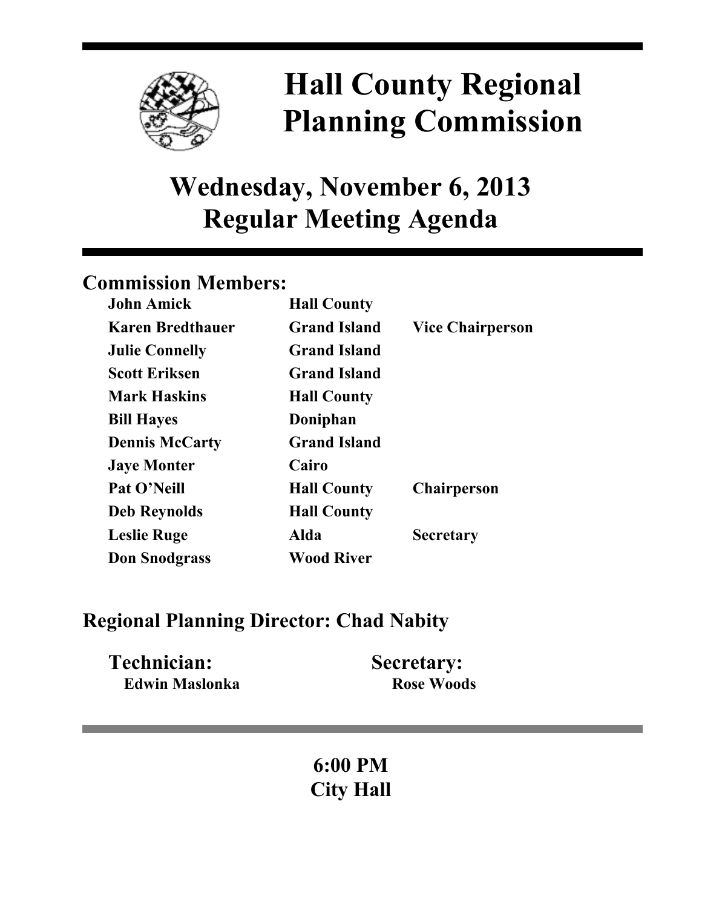# Hall County Regional Planning Commission

## Wednesday, November 6, 2013
## Regular Meeting Agenda

### Commission Members:

| | | |
|---|---|---|
| **John Amick** | **Hall County** | |
| **Karen Bredthauer** | **Grand Island** | **Vice Chairperson** |
| **Julie Connelly** | **Grand Island** | |
| **Scott Eriksen** | **Grand Island** | |
| **Mark Haskins** | **Hall County** | |
| **Bill Hayes** | **Doniphan** | |
| **Dennis McCarty** | **Grand Island** | |
| **Jaye Monter** | **Cairo** | |
| **Pat O'Neill** | **Hall County** | **Chairperson** |
| **Deb Reynolds** | **Hall County** | |
| **Leslie Ruge** | **Alda** | **Secretary** |
| **Don Snodgrass** | **Wood River** | |

### Regional Planning Director: Chad Nabity

**Technician:**
**Edwin Maslonka**

**Secretary:**
**Rose Woods**

**6:00 PM**
**City Hall**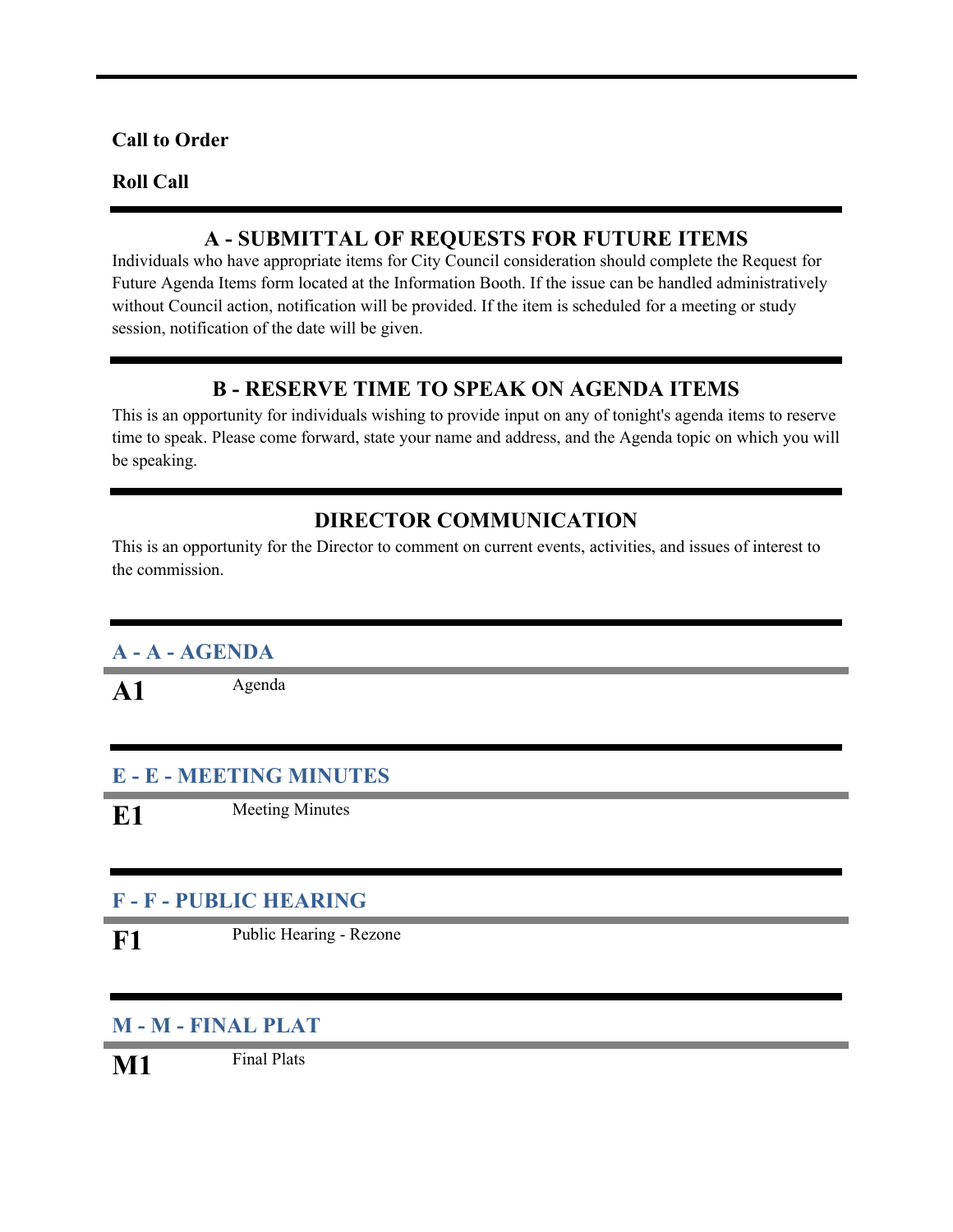**Call to Order**

**Roll Call**

## A - SUBMITTAL OF REQUESTS FOR FUTURE ITEMS

Individuals who have appropriate items for City Council consideration should complete the Request for Future Agenda Items form located at the Information Booth. If the issue can be handled administratively without Council action, notification will be provided. If the item is scheduled for a meeting or study session, notification of the date will be given.

## B - RESERVE TIME TO SPEAK ON AGENDA ITEMS

This is an opportunity for individuals wishing to provide input on any of tonight's agenda items to reserve time to speak. Please come forward, state your name and address, and the Agenda topic on which you will be speaking.

## DIRECTOR COMMUNICATION

This is an opportunity for the Director to comment on current events, activities, and issues of interest to the commission.

### A - A - AGENDA

**A1** Agenda

### E - E - MEETING MINUTES

**E1** Meeting Minutes

### F - F - PUBLIC HEARING

**F1** Public Hearing - Rezone

### M - M - FINAL PLAT

**M1** Final Plats